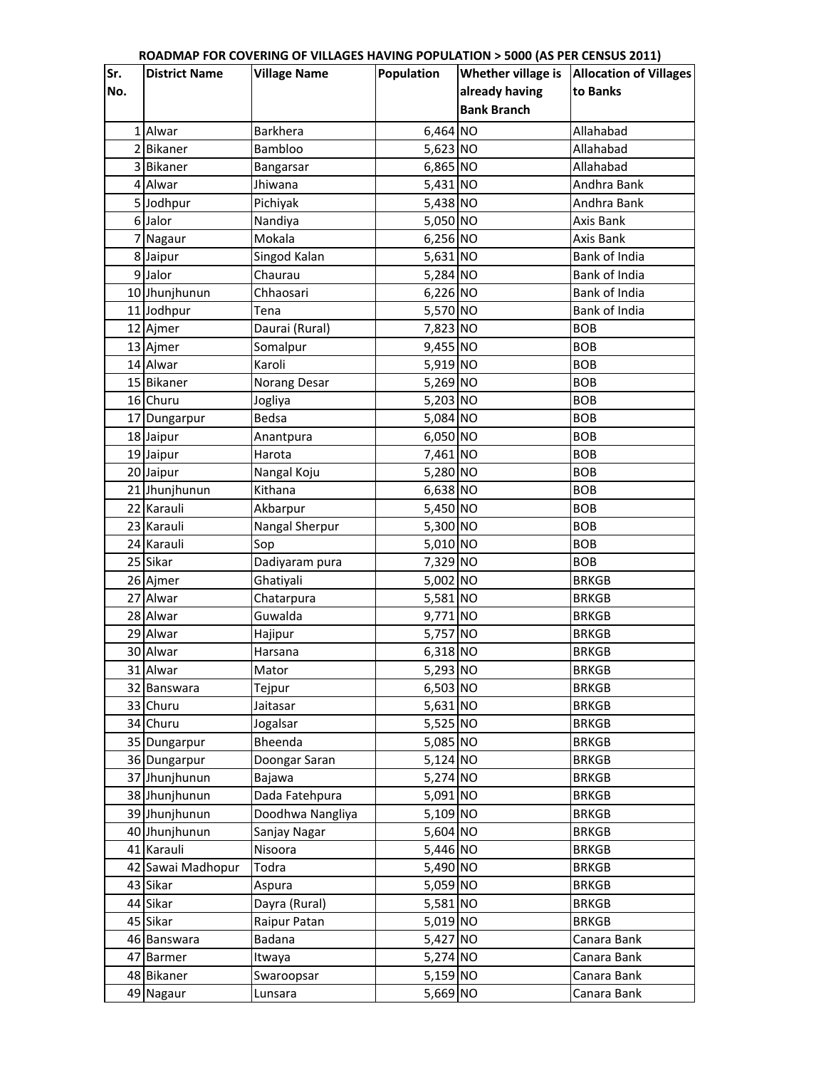# ROADMAP FOR COVERING OF VILLAGES HAVING POPULATION > 5000 (AS PER CENSUS 2011)

| Sr. No. | District Name | Village Name | Population | Whether village is already having Bank Branch | Allocation of Villages to Banks |
|---|---|---|---|---|---|
| 1 | Alwar | Barkhera | 6,464 | NO | Allahabad |
| 2 | Bikaner | Bambloo | 5,623 | NO | Allahabad |
| 3 | Bikaner | Bangarsar | 6,865 | NO | Allahabad |
| 4 | Alwar | Jhiwana | 5,431 | NO | Andhra Bank |
| 5 | Jodhpur | Pichiyak | 5,438 | NO | Andhra Bank |
| 6 | Jalor | Nandiya | 5,050 | NO | Axis Bank |
| 7 | Nagaur | Mokala | 6,256 | NO | Axis Bank |
| 8 | Jaipur | Singod Kalan | 5,631 | NO | Bank of India |
| 9 | Jalor | Chaurau | 5,284 | NO | Bank of India |
| 10 | Jhunjhunun | Chhaosari | 6,226 | NO | Bank of India |
| 11 | Jodhpur | Tena | 5,570 | NO | Bank of India |
| 12 | Ajmer | Daurai (Rural) | 7,823 | NO | BOB |
| 13 | Ajmer | Somalpur | 9,455 | NO | BOB |
| 14 | Alwar | Karoli | 5,919 | NO | BOB |
| 15 | Bikaner | Norang Desar | 5,269 | NO | BOB |
| 16 | Churu | Jogliya | 5,203 | NO | BOB |
| 17 | Dungarpur | Bedsa | 5,084 | NO | BOB |
| 18 | Jaipur | Anantpura | 6,050 | NO | BOB |
| 19 | Jaipur | Harota | 7,461 | NO | BOB |
| 20 | Jaipur | Nangal Koju | 5,280 | NO | BOB |
| 21 | Jhunjhunun | Kithana | 6,638 | NO | BOB |
| 22 | Karauli | Akbarpur | 5,450 | NO | BOB |
| 23 | Karauli | Nangal Sherpur | 5,300 | NO | BOB |
| 24 | Karauli | Sop | 5,010 | NO | BOB |
| 25 | Sikar | Dadiyaram pura | 7,329 | NO | BOB |
| 26 | Ajmer | Ghatiyali | 5,002 | NO | BRKGB |
| 27 | Alwar | Chatarpura | 5,581 | NO | BRKGB |
| 28 | Alwar | Guwalda | 9,771 | NO | BRKGB |
| 29 | Alwar | Hajipur | 5,757 | NO | BRKGB |
| 30 | Alwar | Harsana | 6,318 | NO | BRKGB |
| 31 | Alwar | Mator | 5,293 | NO | BRKGB |
| 32 | Banswara | Tejpur | 6,503 | NO | BRKGB |
| 33 | Churu | Jaitasar | 5,631 | NO | BRKGB |
| 34 | Churu | Jogalsar | 5,525 | NO | BRKGB |
| 35 | Dungarpur | Bheenda | 5,085 | NO | BRKGB |
| 36 | Dungarpur | Doongar Saran | 5,124 | NO | BRKGB |
| 37 | Jhunjhunun | Bajawa | 5,274 | NO | BRKGB |
| 38 | Jhunjhunun | Dada Fatehpura | 5,091 | NO | BRKGB |
| 39 | Jhunjhunun | Doodhwa Nangliya | 5,109 | NO | BRKGB |
| 40 | Jhunjhunun | Sanjay Nagar | 5,604 | NO | BRKGB |
| 41 | Karauli | Nisoora | 5,446 | NO | BRKGB |
| 42 | Sawai Madhopur | Todra | 5,490 | NO | BRKGB |
| 43 | Sikar | Aspura | 5,059 | NO | BRKGB |
| 44 | Sikar | Dayra (Rural) | 5,581 | NO | BRKGB |
| 45 | Sikar | Raipur Patan | 5,019 | NO | BRKGB |
| 46 | Banswara | Badana | 5,427 | NO | Canara Bank |
| 47 | Barmer | Itwaya | 5,274 | NO | Canara Bank |
| 48 | Bikaner | Swaroopsar | 5,159 | NO | Canara Bank |
| 49 | Nagaur | Lunsara | 5,669 | NO | Canara Bank |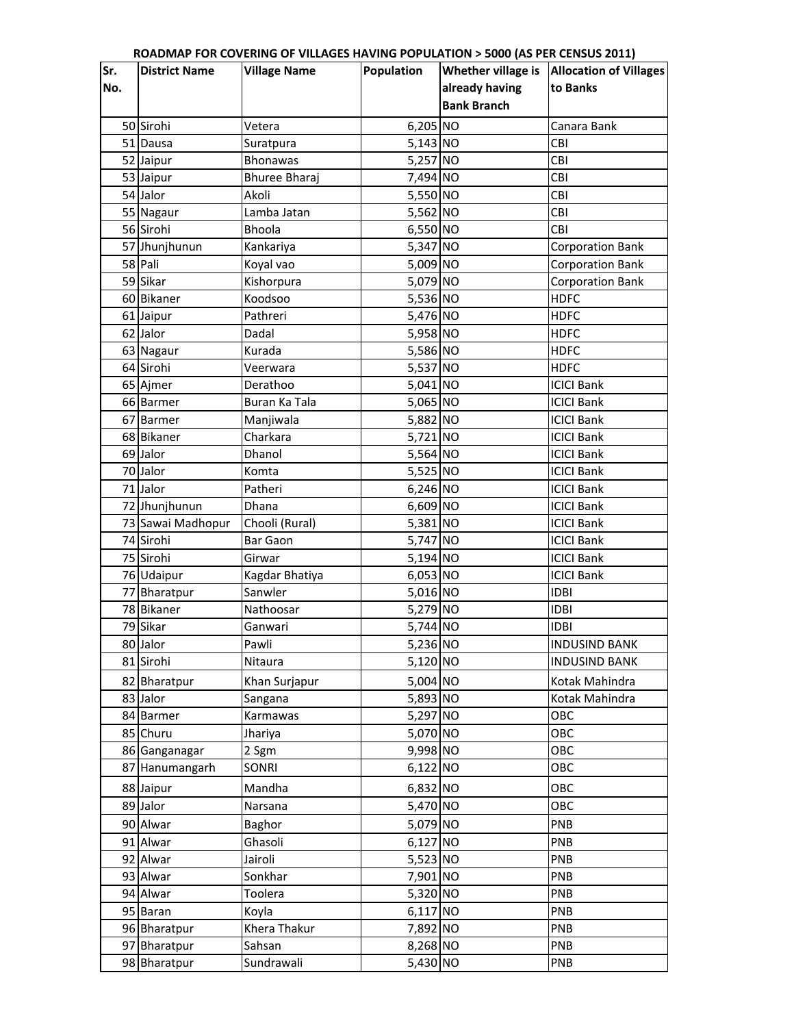**ROADMAP FOR COVERING OF VILLAGES HAVING POPULATION > 5000 (AS PER CENSUS 2011)**

| Sr. No. | District Name | Village Name | Population | Whether village is already having Bank Branch | Allocation of Villages to Banks |
|---|---|---|---|---|---|
| 50 | Sirohi | Vetera | 6,205 | NO | Canara Bank |
| 51 | Dausa | Suratpura | 5,143 | NO | CBI |
| 52 | Jaipur | Bhonawas | 5,257 | NO | CBI |
| 53 | Jaipur | Bhuree Bharaj | 7,494 | NO | CBI |
| 54 | Jalor | Akoli | 5,550 | NO | CBI |
| 55 | Nagaur | Lamba Jatan | 5,562 | NO | CBI |
| 56 | Sirohi | Bhoola | 6,550 | NO | CBI |
| 57 | Jhunjhunun | Kankariya | 5,347 | NO | Corporation Bank |
| 58 | Pali | Koyal vao | 5,009 | NO | Corporation Bank |
| 59 | Sikar | Kishorpura | 5,079 | NO | Corporation Bank |
| 60 | Bikaner | Koodsoo | 5,536 | NO | HDFC |
| 61 | Jaipur | Pathreri | 5,476 | NO | HDFC |
| 62 | Jalor | Dadal | 5,958 | NO | HDFC |
| 63 | Nagaur | Kurada | 5,586 | NO | HDFC |
| 64 | Sirohi | Veerwara | 5,537 | NO | HDFC |
| 65 | Ajmer | Derathoo | 5,041 | NO | ICICI Bank |
| 66 | Barmer | Buran Ka Tala | 5,065 | NO | ICICI Bank |
| 67 | Barmer | Manjiwala | 5,882 | NO | ICICI Bank |
| 68 | Bikaner | Charkara | 5,721 | NO | ICICI Bank |
| 69 | Jalor | Dhanol | 5,564 | NO | ICICI Bank |
| 70 | Jalor | Komta | 5,525 | NO | ICICI Bank |
| 71 | Jalor | Patheri | 6,246 | NO | ICICI Bank |
| 72 | Jhunjhunun | Dhana | 6,609 | NO | ICICI Bank |
| 73 | Sawai Madhopur | Chooli (Rural) | 5,381 | NO | ICICI Bank |
| 74 | Sirohi | Bar Gaon | 5,747 | NO | ICICI Bank |
| 75 | Sirohi | Girwar | 5,194 | NO | ICICI Bank |
| 76 | Udaipur | Kagdar Bhatiya | 6,053 | NO | ICICI Bank |
| 77 | Bharatpur | Sanwler | 5,016 | NO | IDBI |
| 78 | Bikaner | Nathoosar | 5,279 | NO | IDBI |
| 79 | Sikar | Ganwari | 5,744 | NO | IDBI |
| 80 | Jalor | Pawli | 5,236 | NO | INDUSIND BANK |
| 81 | Sirohi | Nitaura | 5,120 | NO | INDUSIND BANK |
| 82 | Bharatpur | Khan Surjapur | 5,004 | NO | Kotak Mahindra |
| 83 | Jalor | Sangana | 5,893 | NO | Kotak Mahindra |
| 84 | Barmer | Karmawas | 5,297 | NO | OBC |
| 85 | Churu | Jhariya | 5,070 | NO | OBC |
| 86 | Ganganagar | 2 Sgm | 9,998 | NO | OBC |
| 87 | Hanumangarh | SONRI | 6,122 | NO | OBC |
| 88 | Jaipur | Mandha | 6,832 | NO | OBC |
| 89 | Jalor | Narsana | 5,470 | NO | OBC |
| 90 | Alwar | Baghor | 5,079 | NO | PNB |
| 91 | Alwar | Ghasoli | 6,127 | NO | PNB |
| 92 | Alwar | Jairoli | 5,523 | NO | PNB |
| 93 | Alwar | Sonkhar | 7,901 | NO | PNB |
| 94 | Alwar | Toolera | 5,320 | NO | PNB |
| 95 | Baran | Koyla | 6,117 | NO | PNB |
| 96 | Bharatpur | Khera Thakur | 7,892 | NO | PNB |
| 97 | Bharatpur | Sahsan | 8,268 | NO | PNB |
| 98 | Bharatpur | Sundrawali | 5,430 | NO | PNB |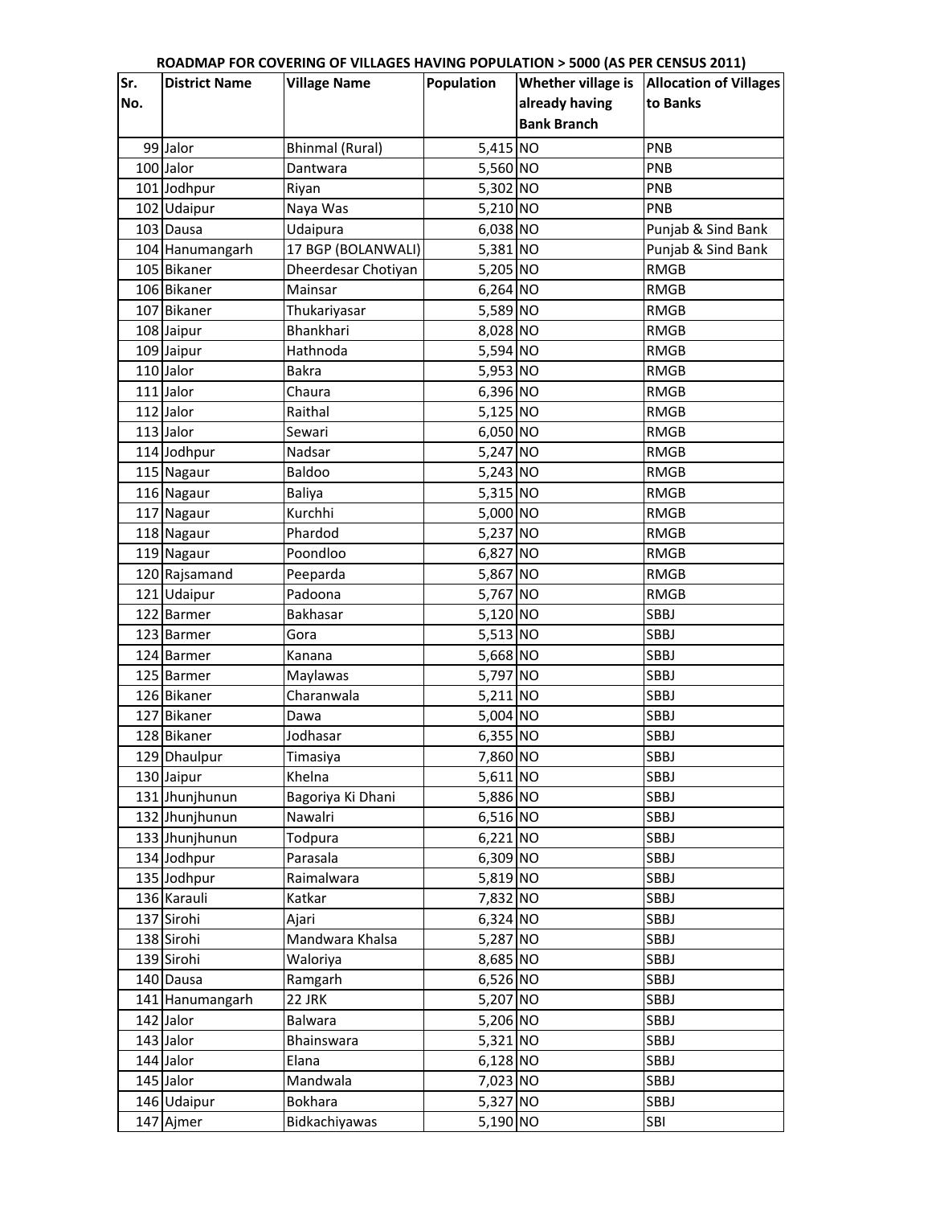**ROADMAP FOR COVERING OF VILLAGES HAVING POPULATION > 5000 (AS PER CENSUS 2011)**

| Sr. No. | District Name | Village Name | Population | Whether village is already having Bank Branch | Allocation of Villages to Banks |
|---|---|---|---|---|---|
| 99 | Jalor | Bhinmal (Rural) | 5,415 | NO | PNB |
| 100 | Jalor | Dantwara | 5,560 | NO | PNB |
| 101 | Jodhpur | Riyan | 5,302 | NO | PNB |
| 102 | Udaipur | Naya Was | 5,210 | NO | PNB |
| 103 | Dausa | Udaipura | 6,038 | NO | Punjab & Sind Bank |
| 104 | Hanumangarh | 17 BGP (BOLANWALI) | 5,381 | NO | Punjab & Sind Bank |
| 105 | Bikaner | Dheerdesar Chotiyan | 5,205 | NO | RMGB |
| 106 | Bikaner | Mainsar | 6,264 | NO | RMGB |
| 107 | Bikaner | Thukariyasar | 5,589 | NO | RMGB |
| 108 | Jaipur | Bhankhari | 8,028 | NO | RMGB |
| 109 | Jaipur | Hathnoda | 5,594 | NO | RMGB |
| 110 | Jalor | Bakra | 5,953 | NO | RMGB |
| 111 | Jalor | Chaura | 6,396 | NO | RMGB |
| 112 | Jalor | Raithal | 5,125 | NO | RMGB |
| 113 | Jalor | Sewari | 6,050 | NO | RMGB |
| 114 | Jodhpur | Nadsar | 5,247 | NO | RMGB |
| 115 | Nagaur | Baldoo | 5,243 | NO | RMGB |
| 116 | Nagaur | Baliya | 5,315 | NO | RMGB |
| 117 | Nagaur | Kurchhi | 5,000 | NO | RMGB |
| 118 | Nagaur | Phardod | 5,237 | NO | RMGB |
| 119 | Nagaur | Poondloo | 6,827 | NO | RMGB |
| 120 | Rajsamand | Peeparda | 5,867 | NO | RMGB |
| 121 | Udaipur | Padoona | 5,767 | NO | RMGB |
| 122 | Barmer | Bakhasar | 5,120 | NO | SBBJ |
| 123 | Barmer | Gora | 5,513 | NO | SBBJ |
| 124 | Barmer | Kanana | 5,668 | NO | SBBJ |
| 125 | Barmer | Maylawas | 5,797 | NO | SBBJ |
| 126 | Bikaner | Charanwala | 5,211 | NO | SBBJ |
| 127 | Bikaner | Dawa | 5,004 | NO | SBBJ |
| 128 | Bikaner | Jodhasar | 6,355 | NO | SBBJ |
| 129 | Dhaulpur | Timasiya | 7,860 | NO | SBBJ |
| 130 | Jaipur | Khelna | 5,611 | NO | SBBJ |
| 131 | Jhunjhunun | Bagoriya Ki Dhani | 5,886 | NO | SBBJ |
| 132 | Jhunjhunun | Nawalri | 6,516 | NO | SBBJ |
| 133 | Jhunjhunun | Todpura | 6,221 | NO | SBBJ |
| 134 | Jodhpur | Parasala | 6,309 | NO | SBBJ |
| 135 | Jodhpur | Raimalwara | 5,819 | NO | SBBJ |
| 136 | Karauli | Katkar | 7,832 | NO | SBBJ |
| 137 | Sirohi | Ajari | 6,324 | NO | SBBJ |
| 138 | Sirohi | Mandwara Khalsa | 5,287 | NO | SBBJ |
| 139 | Sirohi | Waloriya | 8,685 | NO | SBBJ |
| 140 | Dausa | Ramgarh | 6,526 | NO | SBBJ |
| 141 | Hanumangarh | 22 JRK | 5,207 | NO | SBBJ |
| 142 | Jalor | Balwara | 5,206 | NO | SBBJ |
| 143 | Jalor | Bhainswara | 5,321 | NO | SBBJ |
| 144 | Jalor | Elana | 6,128 | NO | SBBJ |
| 145 | Jalor | Mandwala | 7,023 | NO | SBBJ |
| 146 | Udaipur | Bokhara | 5,327 | NO | SBBJ |
| 147 | Ajmer | Bidkachiyawas | 5,190 | NO | SBI |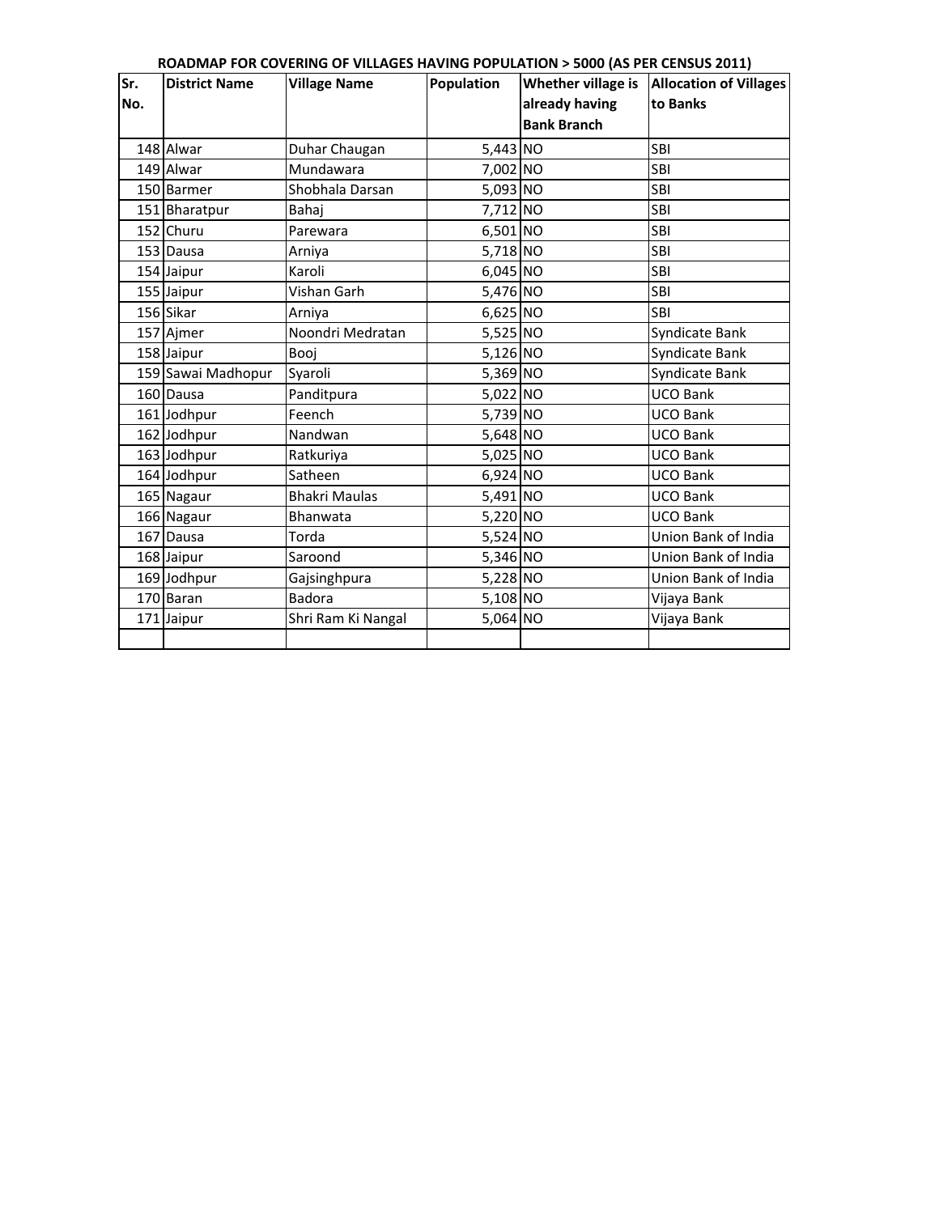**ROADMAP FOR COVERING OF VILLAGES HAVING POPULATION > 5000 (AS PER CENSUS 2011)**

| Sr. No. | District Name | Village Name | Population | Whether village is already having Bank Branch | Allocation of Villages to Banks |
|---|---|---|---|---|---|
| 148 | Alwar | Duhar Chaugan | 5,443 | NO | SBI |
| 149 | Alwar | Mundawara | 7,002 | NO | SBI |
| 150 | Barmer | Shobhala Darsan | 5,093 | NO | SBI |
| 151 | Bharatpur | Bahaj | 7,712 | NO | SBI |
| 152 | Churu | Parewara | 6,501 | NO | SBI |
| 153 | Dausa | Arniya | 5,718 | NO | SBI |
| 154 | Jaipur | Karoli | 6,045 | NO | SBI |
| 155 | Jaipur | Vishan Garh | 5,476 | NO | SBI |
| 156 | Sikar | Arniya | 6,625 | NO | SBI |
| 157 | Ajmer | Noondri Medratan | 5,525 | NO | Syndicate Bank |
| 158 | Jaipur | Booj | 5,126 | NO | Syndicate Bank |
| 159 | Sawai Madhopur | Syaroli | 5,369 | NO | Syndicate Bank |
| 160 | Dausa | Panditpura | 5,022 | NO | UCO Bank |
| 161 | Jodhpur | Feench | 5,739 | NO | UCO Bank |
| 162 | Jodhpur | Nandwan | 5,648 | NO | UCO Bank |
| 163 | Jodhpur | Ratkuriya | 5,025 | NO | UCO Bank |
| 164 | Jodhpur | Satheen | 6,924 | NO | UCO Bank |
| 165 | Nagaur | Bhakri Maulas | 5,491 | NO | UCO Bank |
| 166 | Nagaur | Bhanwata | 5,220 | NO | UCO Bank |
| 167 | Dausa | Torda | 5,524 | NO | Union Bank of India |
| 168 | Jaipur | Saroond | 5,346 | NO | Union Bank of India |
| 169 | Jodhpur | Gajsinghpura | 5,228 | NO | Union Bank of India |
| 170 | Baran | Badora | 5,108 | NO | Vijaya Bank |
| 171 | Jaipur | Shri Ram Ki Nangal | 5,064 | NO | Vijaya Bank |
| | | | | | |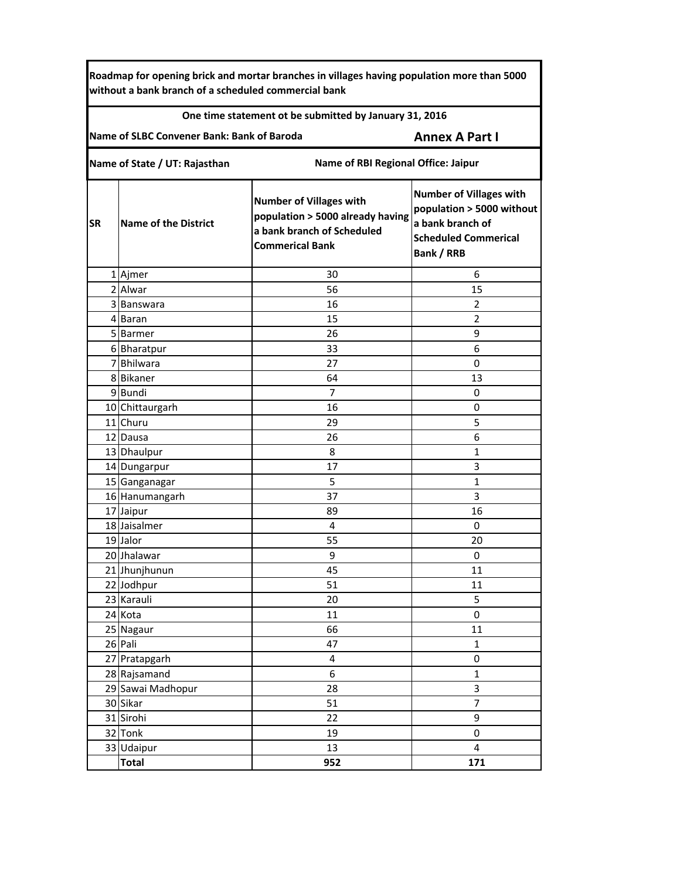**Roadmap for opening brick and mortar branches in villages having population more than 5000 without a bank branch of a scheduled commercial bank**

**One time statement ot be submitted by January 31, 2016**

**Name of SLBC Convener Bank: Bank of Baroda** **Annex A Part I**

**Name of State / UT: Rajasthan** **Name of RBI Regional Office: Jaipur**

| SR | Name of the District | Number of Villages with population > 5000 already having a bank branch of Scheduled Commerical Bank | Number of Villages with population > 5000 without a bank branch of Scheduled Commerical Bank / RRB |
|---|---|---|---|
| 1 | Ajmer | 30 | 6 |
| 2 | Alwar | 56 | 15 |
| 3 | Banswara | 16 | 2 |
| 4 | Baran | 15 | 2 |
| 5 | Barmer | 26 | 9 |
| 6 | Bharatpur | 33 | 6 |
| 7 | Bhilwara | 27 | 0 |
| 8 | Bikaner | 64 | 13 |
| 9 | Bundi | 7 | 0 |
| 10 | Chittaurgarh | 16 | 0 |
| 11 | Churu | 29 | 5 |
| 12 | Dausa | 26 | 6 |
| 13 | Dhaulpur | 8 | 1 |
| 14 | Dungarpur | 17 | 3 |
| 15 | Ganganagar | 5 | 1 |
| 16 | Hanumangarh | 37 | 3 |
| 17 | Jaipur | 89 | 16 |
| 18 | Jaisalmer | 4 | 0 |
| 19 | Jalor | 55 | 20 |
| 20 | Jhalawar | 9 | 0 |
| 21 | Jhunjhunun | 45 | 11 |
| 22 | Jodhpur | 51 | 11 |
| 23 | Karauli | 20 | 5 |
| 24 | Kota | 11 | 0 |
| 25 | Nagaur | 66 | 11 |
| 26 | Pali | 47 | 1 |
| 27 | Pratapgarh | 4 | 0 |
| 28 | Rajsamand | 6 | 1 |
| 29 | Sawai Madhopur | 28 | 3 |
| 30 | Sikar | 51 | 7 |
| 31 | Sirohi | 22 | 9 |
| 32 | Tonk | 19 | 0 |
| 33 | Udaipur | 13 | 4 |
| | **Total** | **952** | **171** |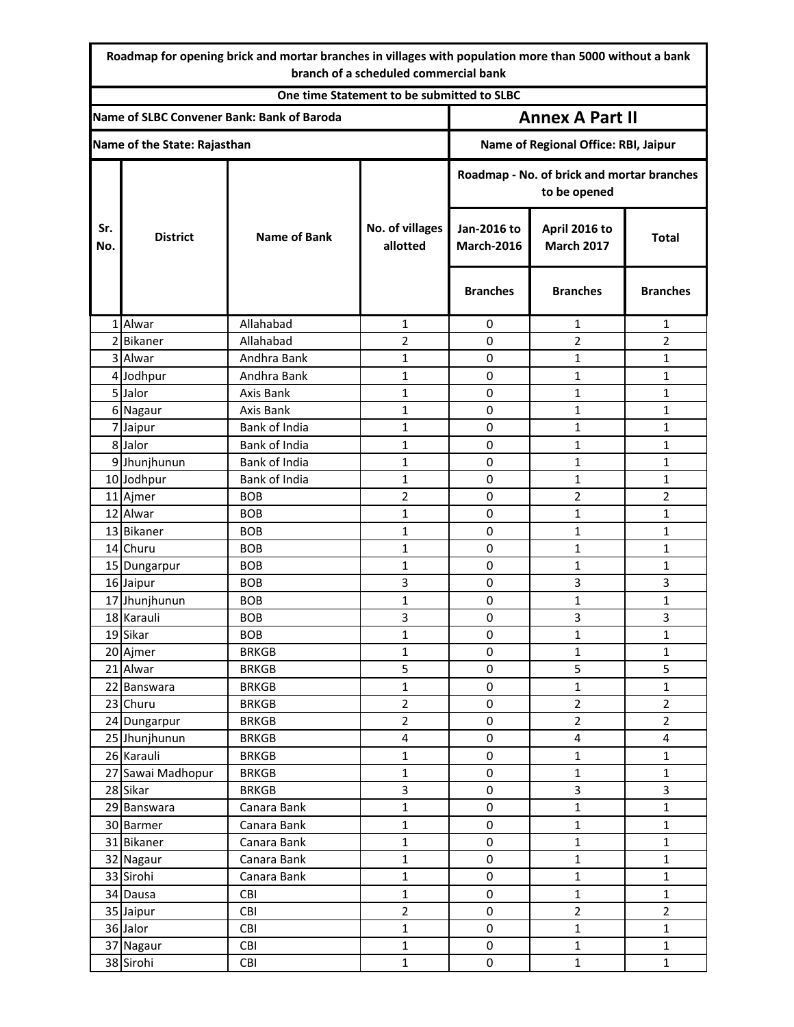**Roadmap for opening brick and mortar branches in villages with population more than 5000 without a bank branch of a scheduled commercial bank**

**One time Statement to be submitted to SLBC**

**Name of SLBC Convener Bank: Bank of Baroda**

## Annex A Part II

**Name of the State: Rajasthan**

**Name of Regional Office: RBI, Jaipur**

| Sr. No. | District | Name of Bank | No. of villages allotted | Roadmap - No. of brick and mortar branches to be opened | | |
|---|---|---|---|---|---|---|
| | | | | Jan-2016 to March-2016 | April 2016 to March 2017 | Total |
| | | | | Branches | Branches | Branches |
| 1 | Alwar | Allahabad | 1 | 0 | 1 | 1 |
| 2 | Bikaner | Allahabad | 2 | 0 | 2 | 2 |
| 3 | Alwar | Andhra Bank | 1 | 0 | 1 | 1 |
| 4 | Jodhpur | Andhra Bank | 1 | 0 | 1 | 1 |
| 5 | Jalor | Axis Bank | 1 | 0 | 1 | 1 |
| 6 | Nagaur | Axis Bank | 1 | 0 | 1 | 1 |
| 7 | Jaipur | Bank of India | 1 | 0 | 1 | 1 |
| 8 | Jalor | Bank of India | 1 | 0 | 1 | 1 |
| 9 | Jhunjhunun | Bank of India | 1 | 0 | 1 | 1 |
| 10 | Jodhpur | Bank of India | 1 | 0 | 1 | 1 |
| 11 | Ajmer | BOB | 2 | 0 | 2 | 2 |
| 12 | Alwar | BOB | 1 | 0 | 1 | 1 |
| 13 | Bikaner | BOB | 1 | 0 | 1 | 1 |
| 14 | Churu | BOB | 1 | 0 | 1 | 1 |
| 15 | Dungarpur | BOB | 1 | 0 | 1 | 1 |
| 16 | Jaipur | BOB | 3 | 0 | 3 | 3 |
| 17 | Jhunjhunun | BOB | 1 | 0 | 1 | 1 |
| 18 | Karauli | BOB | 3 | 0 | 3 | 3 |
| 19 | Sikar | BOB | 1 | 0 | 1 | 1 |
| 20 | Ajmer | BRKGB | 1 | 0 | 1 | 1 |
| 21 | Alwar | BRKGB | 5 | 0 | 5 | 5 |
| 22 | Banswara | BRKGB | 1 | 0 | 1 | 1 |
| 23 | Churu | BRKGB | 2 | 0 | 2 | 2 |
| 24 | Dungarpur | BRKGB | 2 | 0 | 2 | 2 |
| 25 | Jhunjhunun | BRKGB | 4 | 0 | 4 | 4 |
| 26 | Karauli | BRKGB | 1 | 0 | 1 | 1 |
| 27 | Sawai Madhopur | BRKGB | 1 | 0 | 1 | 1 |
| 28 | Sikar | BRKGB | 3 | 0 | 3 | 3 |
| 29 | Banswara | Canara Bank | 1 | 0 | 1 | 1 |
| 30 | Barmer | Canara Bank | 1 | 0 | 1 | 1 |
| 31 | Bikaner | Canara Bank | 1 | 0 | 1 | 1 |
| 32 | Nagaur | Canara Bank | 1 | 0 | 1 | 1 |
| 33 | Sirohi | Canara Bank | 1 | 0 | 1 | 1 |
| 34 | Dausa | CBI | 1 | 0 | 1 | 1 |
| 35 | Jaipur | CBI | 2 | 0 | 2 | 2 |
| 36 | Jalor | CBI | 1 | 0 | 1 | 1 |
| 37 | Nagaur | CBI | 1 | 0 | 1 | 1 |
| 38 | Sirohi | CBI | 1 | 0 | 1 | 1 |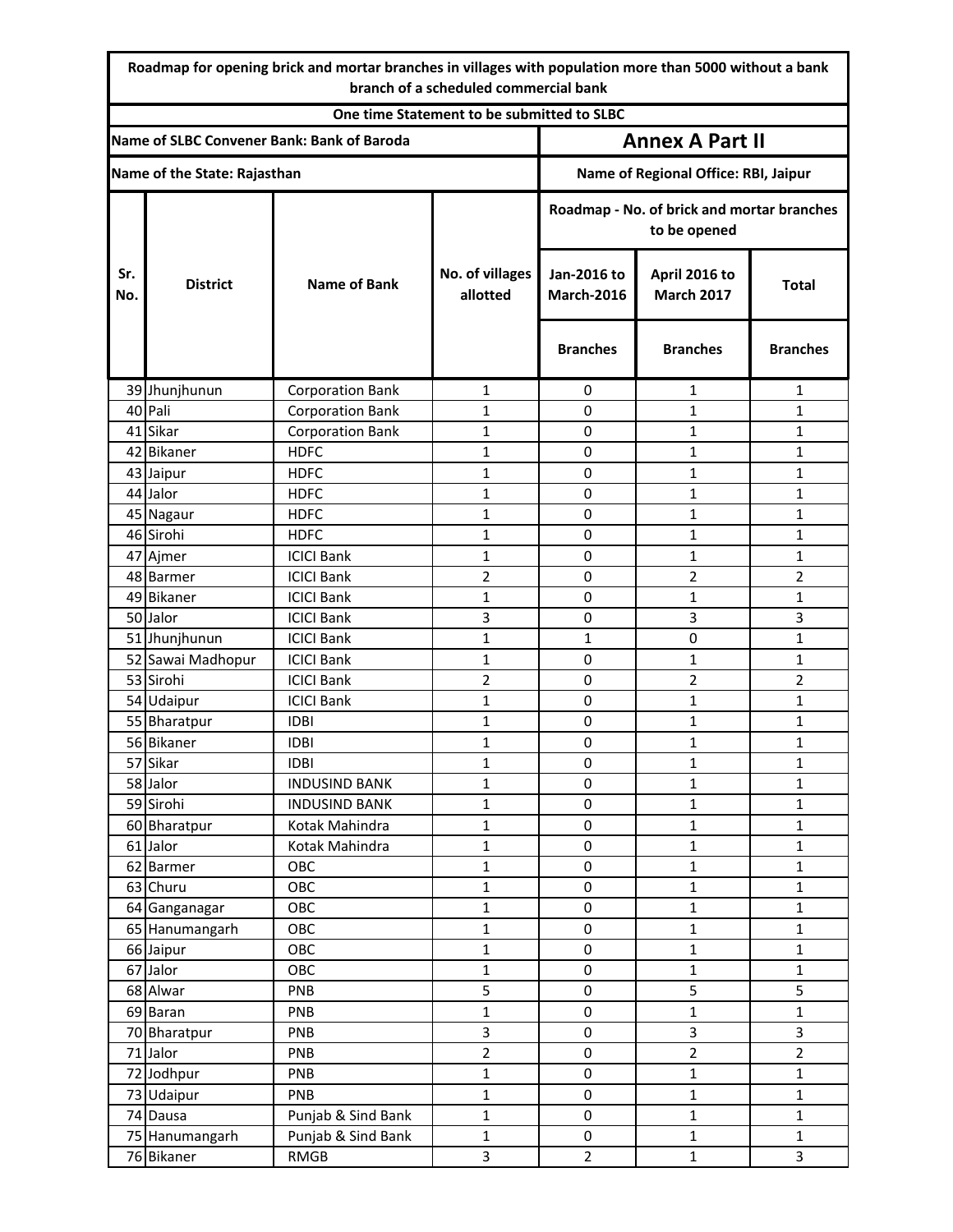**Roadmap for opening brick and mortar branches in villages with population more than 5000 without a bank branch of a scheduled commercial bank**

**One time Statement to be submitted to SLBC**

**Name of SLBC Convener Bank: Bank of Baroda** | **Annex A Part II**

**Name of the State: Rajasthan** | **Name of Regional Office: RBI, Jaipur**

| Sr. No. | District | Name of Bank | No. of villages allotted | Roadmap - No. of brick and mortar branches to be opened | | |
|---|---|---|---|---|---|---|
| | | | | Jan-2016 to March-2016 | April 2016 to March 2017 | Total |
| | | | | Branches | Branches | Branches |
| 39 | Jhunjhunun | Corporation Bank | 1 | 0 | 1 | 1 |
| 40 | Pali | Corporation Bank | 1 | 0 | 1 | 1 |
| 41 | Sikar | Corporation Bank | 1 | 0 | 1 | 1 |
| 42 | Bikaner | HDFC | 1 | 0 | 1 | 1 |
| 43 | Jaipur | HDFC | 1 | 0 | 1 | 1 |
| 44 | Jalor | HDFC | 1 | 0 | 1 | 1 |
| 45 | Nagaur | HDFC | 1 | 0 | 1 | 1 |
| 46 | Sirohi | HDFC | 1 | 0 | 1 | 1 |
| 47 | Ajmer | ICICI Bank | 1 | 0 | 1 | 1 |
| 48 | Barmer | ICICI Bank | 2 | 0 | 2 | 2 |
| 49 | Bikaner | ICICI Bank | 1 | 0 | 1 | 1 |
| 50 | Jalor | ICICI Bank | 3 | 0 | 3 | 3 |
| 51 | Jhunjhunun | ICICI Bank | 1 | 1 | 0 | 1 |
| 52 | Sawai Madhopur | ICICI Bank | 1 | 0 | 1 | 1 |
| 53 | Sirohi | ICICI Bank | 2 | 0 | 2 | 2 |
| 54 | Udaipur | ICICI Bank | 1 | 0 | 1 | 1 |
| 55 | Bharatpur | IDBI | 1 | 0 | 1 | 1 |
| 56 | Bikaner | IDBI | 1 | 0 | 1 | 1 |
| 57 | Sikar | IDBI | 1 | 0 | 1 | 1 |
| 58 | Jalor | INDUSIND BANK | 1 | 0 | 1 | 1 |
| 59 | Sirohi | INDUSIND BANK | 1 | 0 | 1 | 1 |
| 60 | Bharatpur | Kotak Mahindra | 1 | 0 | 1 | 1 |
| 61 | Jalor | Kotak Mahindra | 1 | 0 | 1 | 1 |
| 62 | Barmer | OBC | 1 | 0 | 1 | 1 |
| 63 | Churu | OBC | 1 | 0 | 1 | 1 |
| 64 | Ganganagar | OBC | 1 | 0 | 1 | 1 |
| 65 | Hanumangarh | OBC | 1 | 0 | 1 | 1 |
| 66 | Jaipur | OBC | 1 | 0 | 1 | 1 |
| 67 | Jalor | OBC | 1 | 0 | 1 | 1 |
| 68 | Alwar | PNB | 5 | 0 | 5 | 5 |
| 69 | Baran | PNB | 1 | 0 | 1 | 1 |
| 70 | Bharatpur | PNB | 3 | 0 | 3 | 3 |
| 71 | Jalor | PNB | 2 | 0 | 2 | 2 |
| 72 | Jodhpur | PNB | 1 | 0 | 1 | 1 |
| 73 | Udaipur | PNB | 1 | 0 | 1 | 1 |
| 74 | Dausa | Punjab & Sind Bank | 1 | 0 | 1 | 1 |
| 75 | Hanumangarh | Punjab & Sind Bank | 1 | 0 | 1 | 1 |
| 76 | Bikaner | RMGB | 3 | 2 | 1 | 3 |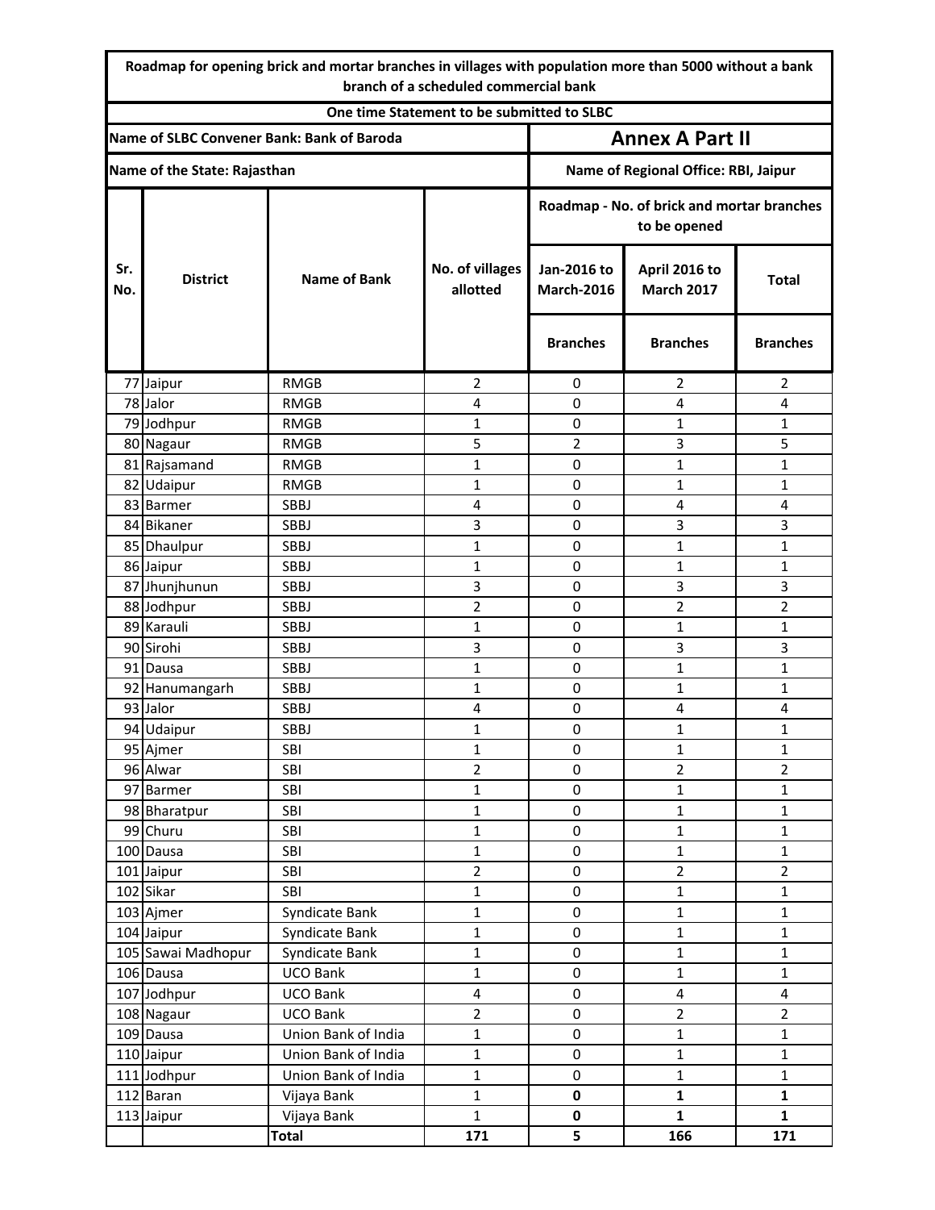| Roadmap for opening brick and mortar branches in villages with population more than 5000 without a bank branch of a scheduled commercial bank | | | | | | |
|---|---|---|---|---|---|---|
| One time Statement to be submitted to SLBC | | | | | | |
| Name of SLBC Convener Bank: Bank of Baroda | | | | Annex A Part II | | |
| Name of the State: Rajasthan | | | | Name of Regional Office: RBI, Jaipur | | |
| Sr. No. | District | Name of Bank | No. of villages allotted | Roadmap - No. of brick and mortar branches to be opened | | |
| | | | | Jan-2016 to March-2016 | April 2016 to March 2017 | Total |
| | | | | Branches | Branches | Branches |
| 77 | Jaipur | RMGB | 2 | 0 | 2 | 2 |
| 78 | Jalor | RMGB | 4 | 0 | 4 | 4 |
| 79 | Jodhpur | RMGB | 1 | 0 | 1 | 1 |
| 80 | Nagaur | RMGB | 5 | 2 | 3 | 5 |
| 81 | Rajsamand | RMGB | 1 | 0 | 1 | 1 |
| 82 | Udaipur | RMGB | 1 | 0 | 1 | 1 |
| 83 | Barmer | SBBJ | 4 | 0 | 4 | 4 |
| 84 | Bikaner | SBBJ | 3 | 0 | 3 | 3 |
| 85 | Dhaulpur | SBBJ | 1 | 0 | 1 | 1 |
| 86 | Jaipur | SBBJ | 1 | 0 | 1 | 1 |
| 87 | Jhunjhunun | SBBJ | 3 | 0 | 3 | 3 |
| 88 | Jodhpur | SBBJ | 2 | 0 | 2 | 2 |
| 89 | Karauli | SBBJ | 1 | 0 | 1 | 1 |
| 90 | Sirohi | SBBJ | 3 | 0 | 3 | 3 |
| 91 | Dausa | SBBJ | 1 | 0 | 1 | 1 |
| 92 | Hanumangarh | SBBJ | 1 | 0 | 1 | 1 |
| 93 | Jalor | SBBJ | 4 | 0 | 4 | 4 |
| 94 | Udaipur | SBBJ | 1 | 0 | 1 | 1 |
| 95 | Ajmer | SBI | 1 | 0 | 1 | 1 |
| 96 | Alwar | SBI | 2 | 0 | 2 | 2 |
| 97 | Barmer | SBI | 1 | 0 | 1 | 1 |
| 98 | Bharatpur | SBI | 1 | 0 | 1 | 1 |
| 99 | Churu | SBI | 1 | 0 | 1 | 1 |
| 100 | Dausa | SBI | 1 | 0 | 1 | 1 |
| 101 | Jaipur | SBI | 2 | 0 | 2 | 2 |
| 102 | Sikar | SBI | 1 | 0 | 1 | 1 |
| 103 | Ajmer | Syndicate Bank | 1 | 0 | 1 | 1 |
| 104 | Jaipur | Syndicate Bank | 1 | 0 | 1 | 1 |
| 105 | Sawai Madhopur | Syndicate Bank | 1 | 0 | 1 | 1 |
| 106 | Dausa | UCO Bank | 1 | 0 | 1 | 1 |
| 107 | Jodhpur | UCO Bank | 4 | 0 | 4 | 4 |
| 108 | Nagaur | UCO Bank | 2 | 0 | 2 | 2 |
| 109 | Dausa | Union Bank of India | 1 | 0 | 1 | 1 |
| 110 | Jaipur | Union Bank of India | 1 | 0 | 1 | 1 |
| 111 | Jodhpur | Union Bank of India | 1 | 0 | 1 | 1 |
| 112 | Baran | Vijaya Bank | 1 | **0** | **1** | **1** |
| 113 | Jaipur | Vijaya Bank | 1 | **0** | **1** | **1** |
| | | **Total** | **171** | **5** | **166** | **171** |